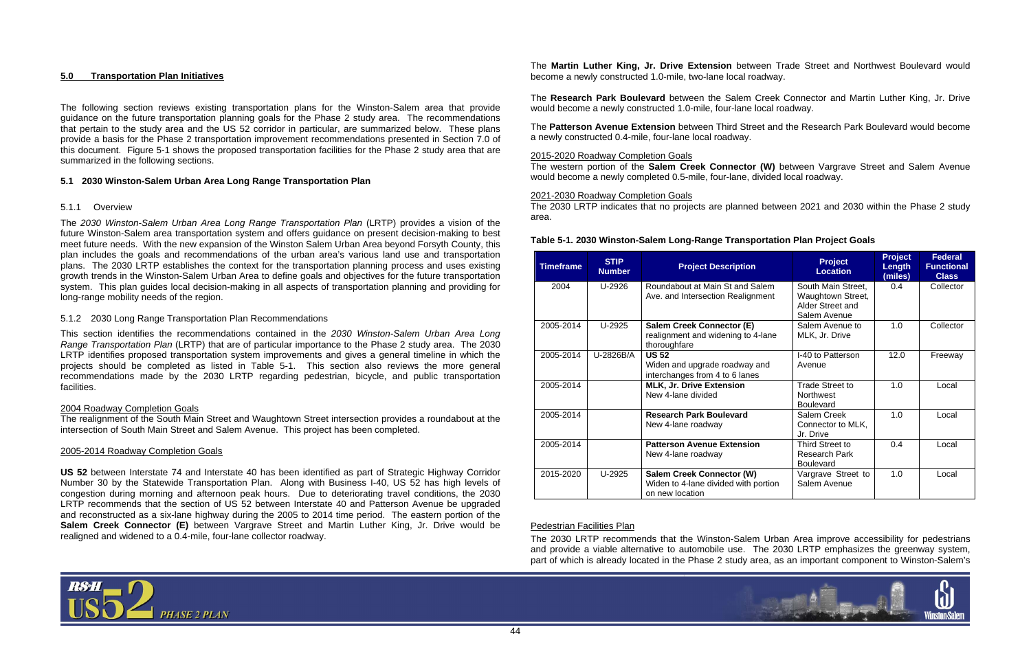## 5.0 Transportation Plan Initiatives

The following section reviews existing transportation plans for the Winston-Salem area that provide guidance on the future transportation planning goals for the Phase 2 study area. The recommendations that pertain to the study area and the US 52 corridor in particular, are summarized below. These plans provide a basis for the Phase 2 transportation improvement recommendations presented in Section 7.0 of this document. Figure 5-1 shows the proposed transportation facilities for the Phase 2 study area that are summarized in the following sections.

### 5.1 2030 Winston-Salem Urban Area Long Range Transportation Plan

#### 5.1.1 Overview

The *2030 Winston-Salem Urban Area Long Range Transportation Plan* (LRTP) provides a vision of the future Winston-Salem area transportation system and offers guidance on present decision-making to best meet future needs. With the new expansion of the Winston Salem Urban Area beyond Forsyth County, this plan includes the goals and recommendations of the urban area's various land use and transportation plans. The 2030 LRTP establishes the context for the transportation planning process and uses existing growth trends in the Winston-Salem Urban Area to define goals and objectives for the future transportation system. This plan guides local decision-making in all aspects of transportation planning and providing for long-range mobility needs of the region.

#### 5.1.2 2030 Long Range Transportation Plan Recommendations

This section identifies the recommendations contained in the *2030 Winston-Salem Urban Area Long Range Transportation Plan* (LRTP) that are of particular importance to the Phase 2 study area. The 2030 LRTP identifies proposed transportation system improvements and gives a general timeline in which the projects should be completed as listed in Table 5-1. This section also reviews the more general recommendations made by the 2030 LRTP regarding pedestrian, bicycle, and public transportation facilities.

2004 Roadway Completion Goals

The realignment of the South Main Street and Waughtown Street intersection provides a roundabout at the intersection of South Main Street and Salem Avenue. This project has been completed.

2005-2014 Roadway Completion Goals

**US 52** between Interstate 74 and Interstate 40 has been identified as part of Strategic Highway Corridor Number 30 by the Statewide Transportation Plan. Along with Business I-40, US 52 has high levels of congestion during morning and afternoon peak hours. Due to deteriorating travel conditions, the 2030 LRTP recommends that the section of US 52 between Interstate 40 and Patterson Avenue be upgraded and reconstructed as a six-lane highway during the 2005 to 2014 time period. The eastern portion of the **Salem Creek Connector (E)** between Vargrave Street and Martin Luther King, Jr. Drive would be realigned and widened to a 0.4-mile, four-lane collector roadway.

The **Martin Luther King, Jr. Drive Extension** between Trade Street and Northwest Boulevard would become a newly constructed 1.0-mile, two-lane local roadway.

The **Research Park Boulevard** between the Salem Creek Connector and Martin Luther King, Jr. Drive would become a newly constructed 1.0-mile, four-lane local roadway.

The **Patterson Avenue Extension** between Third Street and the Research Park Boulevard would become a newly constructed 0.4-mile, four-lane local roadway.

2015-2020 Roadway Completion Goals

The western portion of the **Salem Creek Connector (W)** between Vargrave Street and Salem Avenue would become a newly completed 0.5-mile, four-lane, divided local roadway.

2021-2030 Roadway Completion Goals

The 2030 LRTP indicates that no projects are planned between 2021 and 2030 within the Phase 2 study area.

**Table 5-1. 2030 Winston-Salem Long-Range Transportation Plan Project Goals**

| Timeframe | STIP Number | Project Description | Project Location | Project Length (miles) | Federal Functional Class |
|---|---|---|---|---|---|
| 2004 | U-2926 | Roundabout at Main St and Salem Ave. and Intersection Realignment | South Main Street, Waughtown Street, Alder Street and Salem Avenue | 0.4 | Collector |
| 2005-2014 | U-2925 | **Salem Creek Connector (E)** realignment and widening to 4-lane thoroughfare | Salem Avenue to MLK, Jr. Drive | 1.0 | Collector |
| 2005-2014 | U-2826B/A | **US 52** Widen and upgrade roadway and interchanges from 4 to 6 lanes | I-40 to Patterson Avenue | 12.0 | Freeway |
| 2005-2014 | | **MLK, Jr. Drive Extension** New 4-lane divided | Trade Street to Northwest Boulevard | 1.0 | Local |
| 2005-2014 | | **Research Park Boulevard** New 4-lane roadway | Salem Creek Connector to MLK, Jr. Drive | 1.0 | Local |
| 2005-2014 | | **Patterson Avenue Extension** New 4-lane roadway | Third Street to Research Park Boulevard | 0.4 | Local |
| 2015-2020 | U-2925 | **Salem Creek Connector (W)** Widen to 4-lane divided with portion on new location | Vargrave Street to Salem Avenue | 1.0 | Local |

Pedestrian Facilities Plan

The 2030 LRTP recommends that the Winston-Salem Urban Area improve accessibility for pedestrians and provide a viable alternative to automobile use. The 2030 LRTP emphasizes the greenway system, part of which is already located in the Phase 2 study area, as an important component to Winston-Salem's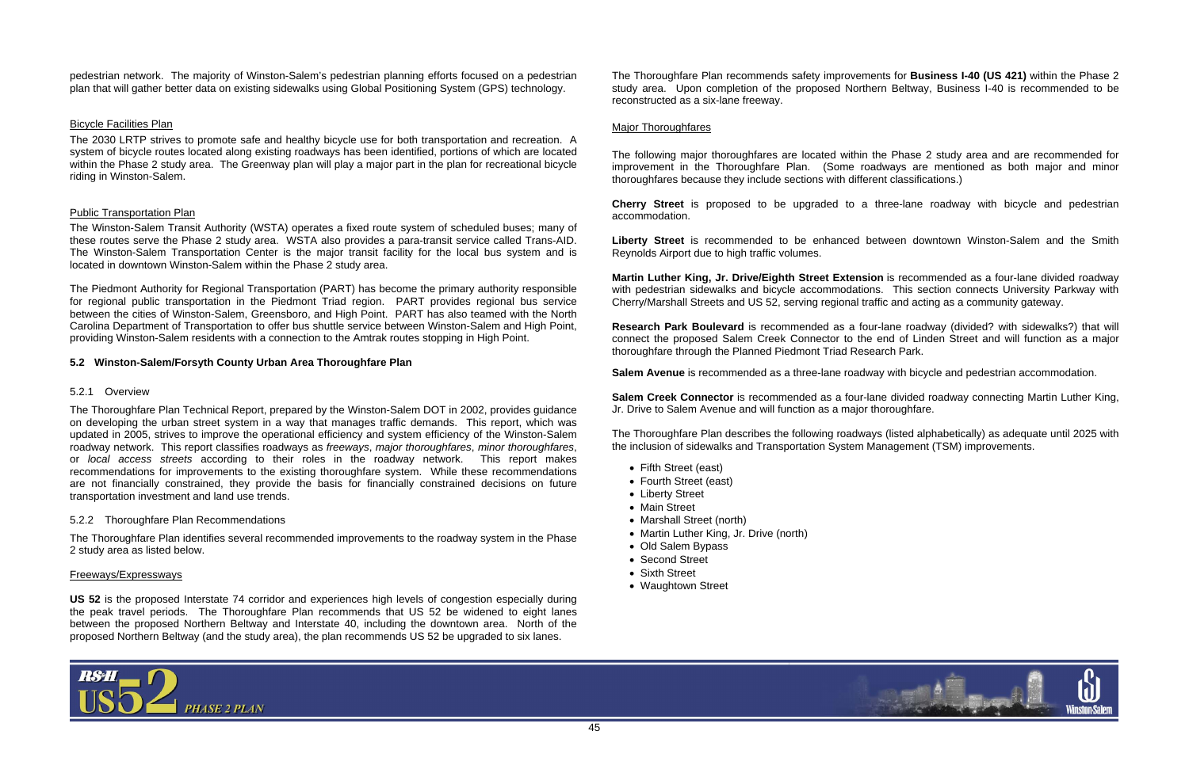pedestrian network. The majority of Winston-Salem's pedestrian planning efforts focused on a pedestrian plan that will gather better data on existing sidewalks using Global Positioning System (GPS) technology.

Bicycle Facilities Plan

The 2030 LRTP strives to promote safe and healthy bicycle use for both transportation and recreation. A system of bicycle routes located along existing roadways has been identified, portions of which are located within the Phase 2 study area. The Greenway plan will play a major part in the plan for recreational bicycle riding in Winston-Salem.

Public Transportation Plan

The Winston-Salem Transit Authority (WSTA) operates a fixed route system of scheduled buses; many of these routes serve the Phase 2 study area. WSTA also provides a para-transit service called Trans-AID. The Winston-Salem Transportation Center is the major transit facility for the local bus system and is located in downtown Winston-Salem within the Phase 2 study area.

The Piedmont Authority for Regional Transportation (PART) has become the primary authority responsible for regional public transportation in the Piedmont Triad region. PART provides regional bus service between the cities of Winston-Salem, Greensboro, and High Point. PART has also teamed with the North Carolina Department of Transportation to offer bus shuttle service between Winston-Salem and High Point, providing Winston-Salem residents with a connection to the Amtrak routes stopping in High Point.

## 5.2 Winston-Salem/Forsyth County Urban Area Thoroughfare Plan

### 5.2.1 Overview

The Thoroughfare Plan Technical Report, prepared by the Winston-Salem DOT in 2002, provides guidance on developing the urban street system in a way that manages traffic demands. This report, which was updated in 2005, strives to improve the operational efficiency and system efficiency of the Winston-Salem roadway network. This report classifies roadways as *freeways*, *major thoroughfares*, *minor thoroughfares*, or *local access streets* according to their roles in the roadway network. This report makes recommendations for improvements to the existing thoroughfare system. While these recommendations are not financially constrained, they provide the basis for financially constrained decisions on future transportation investment and land use trends.

### 5.2.2 Thoroughfare Plan Recommendations

The Thoroughfare Plan identifies several recommended improvements to the roadway system in the Phase 2 study area as listed below.

Freeways/Expressways

**US 52** is the proposed Interstate 74 corridor and experiences high levels of congestion especially during the peak travel periods. The Thoroughfare Plan recommends that US 52 be widened to eight lanes between the proposed Northern Beltway and Interstate 40, including the downtown area. North of the proposed Northern Beltway (and the study area), the plan recommends US 52 be upgraded to six lanes.

The Thoroughfare Plan recommends safety improvements for **Business I-40 (US 421)** within the Phase 2 study area. Upon completion of the proposed Northern Beltway, Business I-40 is recommended to be reconstructed as a six-lane freeway.

Major Thoroughfares

The following major thoroughfares are located within the Phase 2 study area and are recommended for improvement in the Thoroughfare Plan. (Some roadways are mentioned as both major and minor thoroughfares because they include sections with different classifications.)

**Cherry Street** is proposed to be upgraded to a three-lane roadway with bicycle and pedestrian accommodation.

**Liberty Street** is recommended to be enhanced between downtown Winston-Salem and the Smith Reynolds Airport due to high traffic volumes.

**Martin Luther King, Jr. Drive/Eighth Street Extension** is recommended as a four-lane divided roadway with pedestrian sidewalks and bicycle accommodations. This section connects University Parkway with Cherry/Marshall Streets and US 52, serving regional traffic and acting as a community gateway.

**Research Park Boulevard** is recommended as a four-lane roadway (divided? with sidewalks?) that will connect the proposed Salem Creek Connector to the end of Linden Street and will function as a major thoroughfare through the Planned Piedmont Triad Research Park.

**Salem Avenue** is recommended as a three-lane roadway with bicycle and pedestrian accommodation.

**Salem Creek Connector** is recommended as a four-lane divided roadway connecting Martin Luther King, Jr. Drive to Salem Avenue and will function as a major thoroughfare.

The Thoroughfare Plan describes the following roadways (listed alphabetically) as adequate until 2025 with the inclusion of sidewalks and Transportation System Management (TSM) improvements.

- Fifth Street (east)
- Fourth Street (east)
- Liberty Street
- Main Street
- Marshall Street (north)
- Martin Luther King, Jr. Drive (north)
- Old Salem Bypass
- Second Street
- Sixth Street
- Waughtown Street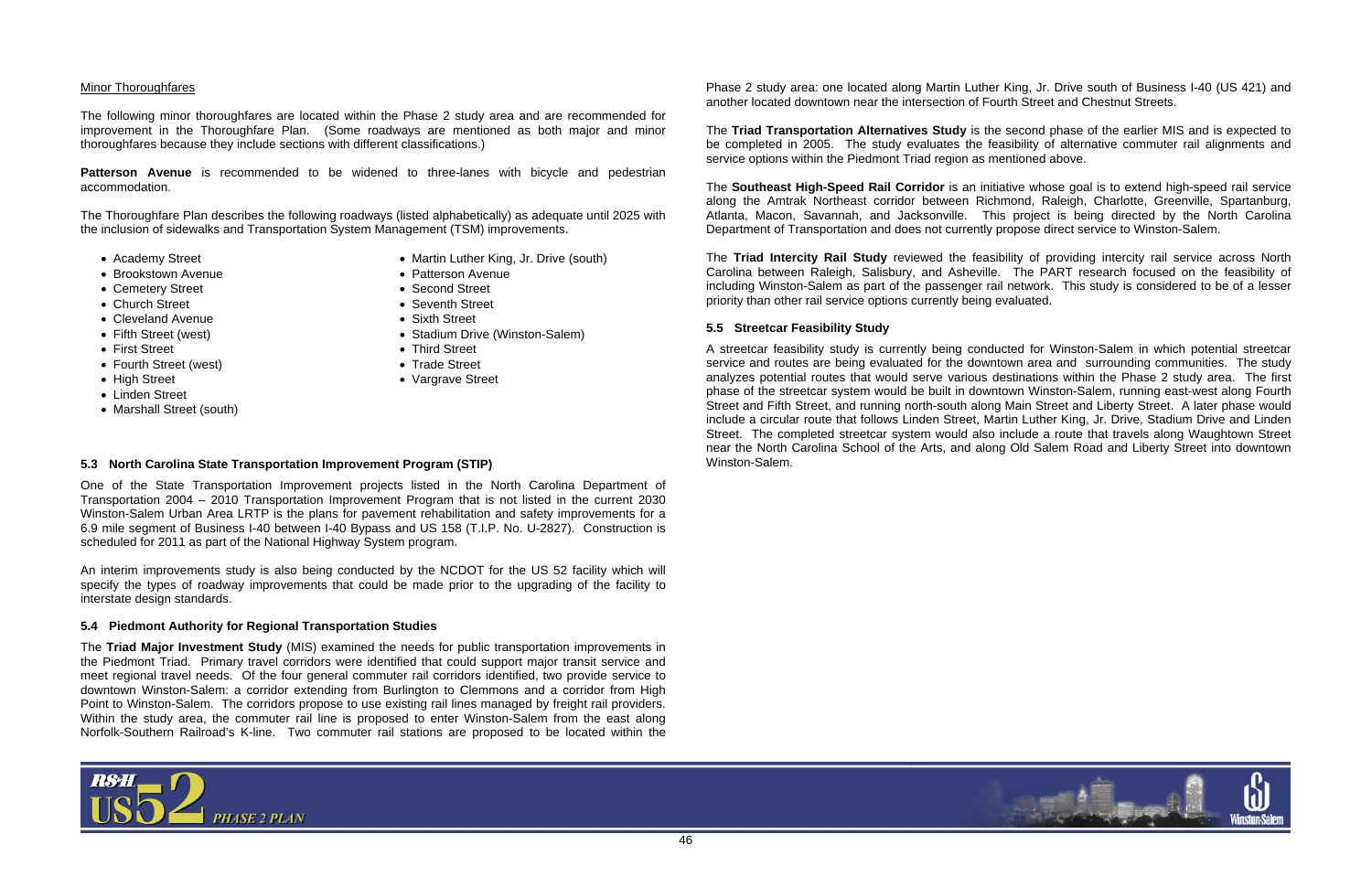Minor Thoroughfares

The following minor thoroughfares are located within the Phase 2 study area and are recommended for improvement in the Thoroughfare Plan. (Some roadways are mentioned as both major and minor thoroughfares because they include sections with different classifications.)

**Patterson Avenue** is recommended to be widened to three-lanes with bicycle and pedestrian accommodation.

The Thoroughfare Plan describes the following roadways (listed alphabetically) as adequate until 2025 with the inclusion of sidewalks and Transportation System Management (TSM) improvements.

- Academy Street
- Brookstown Avenue
- Cemetery Street
- Church Street
- Cleveland Avenue
- Fifth Street (west)
- First Street
- Fourth Street (west)
- High Street
- Linden Street
- Marshall Street (south)
- Martin Luther King, Jr. Drive (south)
- Patterson Avenue
- Second Street
- Seventh Street
- Sixth Street
- Stadium Drive (Winston-Salem)
- Third Street
- Trade Street
- Vargrave Street

### 5.3 North Carolina State Transportation Improvement Program (STIP)

One of the State Transportation Improvement projects listed in the North Carolina Department of Transportation 2004 – 2010 Transportation Improvement Program that is not listed in the current 2030 Winston-Salem Urban Area LRTP is the plans for pavement rehabilitation and safety improvements for a 6.9 mile segment of Business I-40 between I-40 Bypass and US 158 (T.I.P. No. U-2827). Construction is scheduled for 2011 as part of the National Highway System program.

An interim improvements study is also being conducted by the NCDOT for the US 52 facility which will specify the types of roadway improvements that could be made prior to the upgrading of the facility to interstate design standards.

### 5.4 Piedmont Authority for Regional Transportation Studies

The **Triad Major Investment Study** (MIS) examined the needs for public transportation improvements in the Piedmont Triad. Primary travel corridors were identified that could support major transit service and meet regional travel needs. Of the four general commuter rail corridors identified, two provide service to downtown Winston-Salem: a corridor extending from Burlington to Clemmons and a corridor from High Point to Winston-Salem. The corridors propose to use existing rail lines managed by freight rail providers. Within the study area, the commuter rail line is proposed to enter Winston-Salem from the east along Norfolk-Southern Railroad's K-line. Two commuter rail stations are proposed to be located within the Phase 2 study area: one located along Martin Luther King, Jr. Drive south of Business I-40 (US 421) and another located downtown near the intersection of Fourth Street and Chestnut Streets.

The **Triad Transportation Alternatives Study** is the second phase of the earlier MIS and is expected to be completed in 2005. The study evaluates the feasibility of alternative commuter rail alignments and service options within the Piedmont Triad region as mentioned above.

The **Southeast High-Speed Rail Corridor** is an initiative whose goal is to extend high-speed rail service along the Amtrak Northeast corridor between Richmond, Raleigh, Charlotte, Greenville, Spartanburg, Atlanta, Macon, Savannah, and Jacksonville. This project is being directed by the North Carolina Department of Transportation and does not currently propose direct service to Winston-Salem.

The **Triad Intercity Rail Study** reviewed the feasibility of providing intercity rail service across North Carolina between Raleigh, Salisbury, and Asheville. The PART research focused on the feasibility of including Winston-Salem as part of the passenger rail network. This study is considered to be of a lesser priority than other rail service options currently being evaluated.

### 5.5 Streetcar Feasibility Study

A streetcar feasibility study is currently being conducted for Winston-Salem in which potential streetcar service and routes are being evaluated for the downtown area and surrounding communities. The study analyzes potential routes that would serve various destinations within the Phase 2 study area. The first phase of the streetcar system would be built in downtown Winston-Salem, running east-west along Fourth Street and Fifth Street, and running north-south along Main Street and Liberty Street. A later phase would include a circular route that follows Linden Street, Martin Luther King, Jr. Drive, Stadium Drive and Linden Street. The completed streetcar system would also include a route that travels along Waughtown Street near the North Carolina School of the Arts, and along Old Salem Road and Liberty Street into downtown Winston-Salem.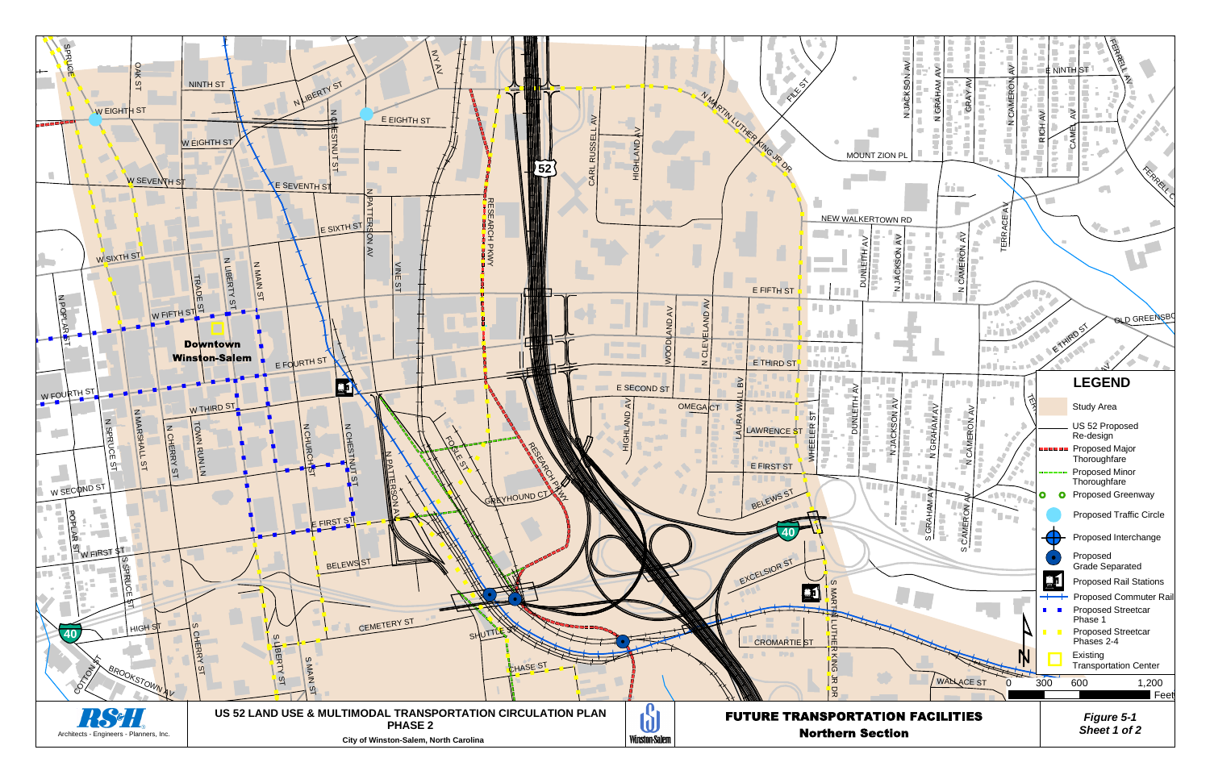# FUTURE TRANSPORTATION FACILITIES

## Northern Section

**US 52 LAND USE & MULTIMODAL TRANSPORTATION CIRCULATION PLAN**
**PHASE 2**
**City of Winston-Salem, North Carolina**

RS&H — Architects - Engineers - Planners, Inc.

Winston-Salem

*Figure 5-1*
*Sheet 1 of 2*

**Downtown Winston-Salem**

### LEGEND

- Study Area
- US 52 Proposed Re-design
- Proposed Major Thoroughfare
- Proposed Minor Thoroughfare
- Proposed Greenway
- Proposed Traffic Circle
- Proposed Interchange
- Proposed Grade Separated
- Proposed Rail Stations
- Proposed Commuter Rail
- Proposed Streetcar Phase 1
- Proposed Streetcar Phases 2-4
- Existing Transportation Center

0 300 600 1,200 Feet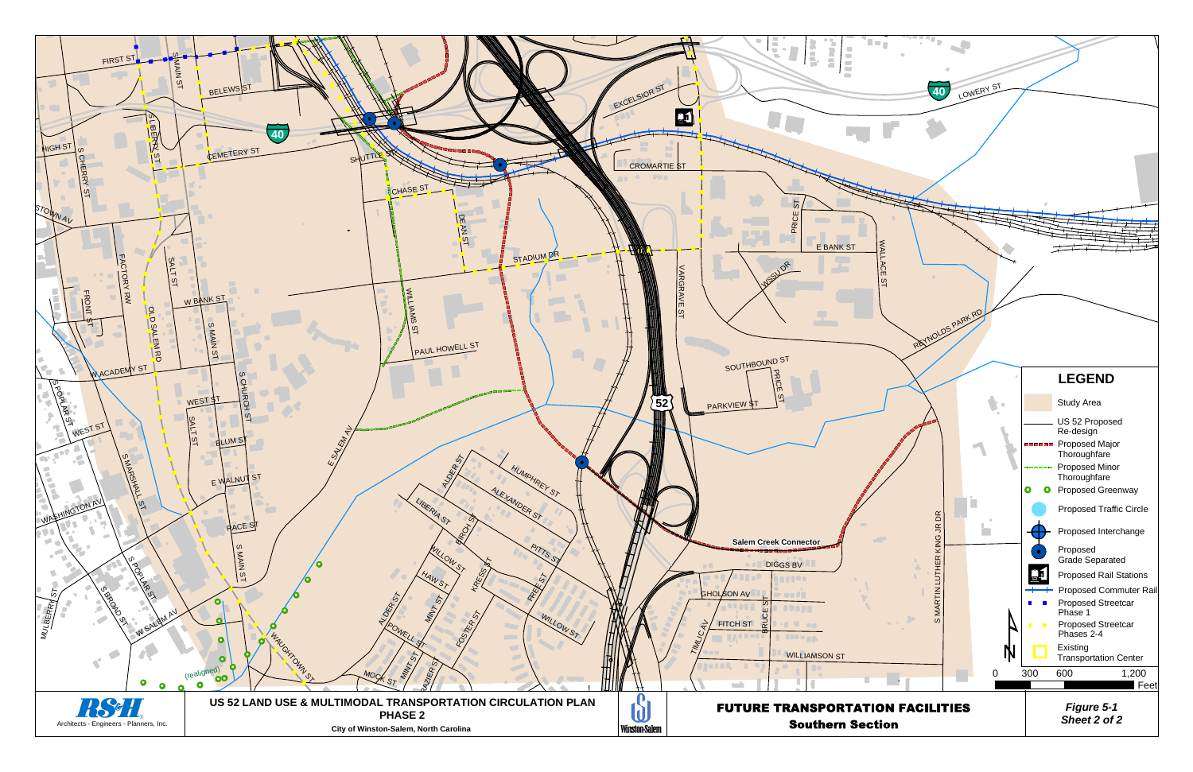# FUTURE TRANSPORTATION FACILITIES

## Southern Section

**Figure 5-1**
**Sheet 2 of 2**

US 52 LAND USE & MULTIMODAL TRANSPORTATION CIRCULATION PLAN
PHASE 2
City of Winston-Salem, North Carolina

RS&H
Architects - Engineers - Planners, Inc.

Winston-Salem

### LEGEND

- Study Area
- US 52 Proposed Re-design
- Proposed Major Thoroughfare
- Proposed Minor Thoroughfare
- Proposed Greenway
- Proposed Traffic Circle
- Proposed Interchange
- Proposed Grade Separated
- Proposed Rail Stations
- Proposed Commuter Rail
- Proposed Streetcar Phase 1
- Proposed Streetcar Phases 2-4
- Existing Transportation Center

0 300 600 1,200 Feet

FIRST ST
S MAIN ST
BELEWS ST
S LIBERTY ST
40
HIGH ST
S CHERRY ST
CEMETERY ST
SHUTTLE ST
EXCELSIOR ST
CROMARTIE ST
LOWERY ST
CHASE ST
DEAN ST
STADIUM DR
PRICE ST
E BANK ST
WALLACE ST
WSSU DR
VARGRAVE ST
STOWN AV
FACTORY RW
SALT ST
FRONT ST
OLD SALEM RD
W BANK ST
S MAIN ST
WILLIAMS ST
PAUL HOWELL ST
REYNOLDS PARK RD
SOUTHBOUND ST
PRICE ST
W ACADEMY ST
S CHURCH ST
S POPLAR ST
WEST ST
SALT ST
52
PARKVIEW ST
WEST ST
BLUM ST
E SALEM AV
S MARSHALL ST
E WALNUT ST
ALDER ST
HUMPHREY ST
ALEXANDER ST
LIBERIA ST
BIRCH ST
WASHINGTON AV
RACE ST
PITTS ST
S MARTIN LUTHER KING JR DR
Salem Creek Connector
WILLOW ST
S MAIN ST
HAW ST
KRESS ST
FREE ST
DIGGS BV
S POPLAR ST
GHOLSON AV
S BROAD ST
ALDER ST
MINT ST
FOSTER ST
WILLOW ST
BRUCE ST
MULBERRY ST
W SALEM AV
POWELL ST
FITCH ST
TIMLIC AV
WAUGHTOWN ST
WILLIAMSON ST
(realigned)
MOCK ST
MINT ST
AZIER ST